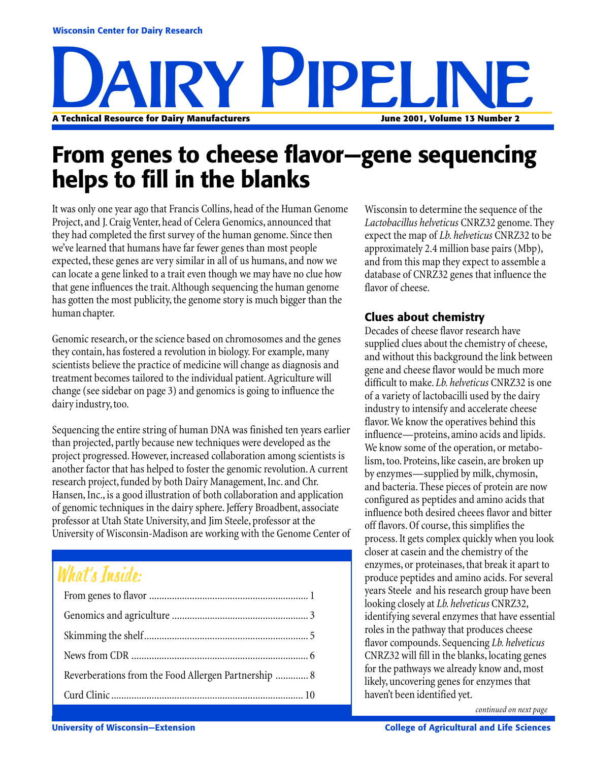Wisconsin Center for Dairy Research

# Dairy Pipeline

A Technical Resource for Dairy Manufacturers

June 2001, Volume 13 Number 2

# From genes to cheese flavor—gene sequencing helps to fill in the blanks

It was only one year ago that Francis Collins, head of the Human Genome Project, and J. Craig Venter, head of Celera Genomics, announced that they had completed the first survey of the human genome. Since then we've learned that humans have far fewer genes than most people expected, these genes are very similar in all of us humans, and now we can locate a gene linked to a trait even though we may have no clue how that gene influences the trait. Although sequencing the human genome has gotten the most publicity, the genome story is much bigger than the human chapter.

Genomic research, or the science based on chromosomes and the genes they contain, has fostered a revolution in biology. For example, many scientists believe the practice of medicine will change as diagnosis and treatment becomes tailored to the individual patient. Agriculture will change (see sidebar on page 3) and genomics is going to influence the dairy industry, too.

Sequencing the entire string of human DNA was finished ten years earlier than projected, partly because new techniques were developed as the project progressed. However, increased collaboration among scientists is another factor that has helped to foster the genomic revolution. A current research project, funded by both Dairy Management, Inc. and Chr. Hansen, Inc., is a good illustration of both collaboration and application of genomic techniques in the dairy sphere. Jeffery Broadbent, associate professor at Utah State University, and Jim Steele, professor at the University of Wisconsin-Madison are working with the Genome Center of Wisconsin to determine the sequence of the *Lactobacillus helveticus* CNRZ32 genome. They expect the map of *Lb. helveticus* CNRZ32 to be approximately 2.4 million base pairs (Mbp), and from this map they expect to assemble a database of CNRZ32 genes that influence the flavor of cheese.

## What's Inside:

- From genes to flavor ........ 1
- Genomics and agriculture ........ 3
- Skimming the shelf ........ 5
- News from CDR ........ 6
- Reverberations from the Food Allergen Partnership ........ 8
- Curd Clinic ........ 10

## Clues about chemistry

Decades of cheese flavor research have supplied clues about the chemistry of cheese, and without this background the link between gene and cheese flavor would be much more difficult to make. *Lb. helveticus* CNRZ32 is one of a variety of lactobacilli used by the dairy industry to intensify and accelerate cheese flavor. We know the operatives behind this influence—proteins, amino acids and lipids. We know some of the operation, or metabolism, too. Proteins, like casein, are broken up by enzymes—supplied by milk, chymosin, and bacteria. These pieces of protein are now configured as peptides and amino acids that influence both desired cheees flavor and bitter off flavors. Of course, this simplifies the process. It gets complex quickly when you look closer at casein and the chemistry of the enzymes, or proteinases, that break it apart to produce peptides and amino acids. For several years Steele and his research group have been looking closely at *Lb. helveticus* CNRZ32, identifying several enzymes that have essential roles in the pathway that produces cheese flavor compounds. Sequencing *Lb. helveticus* CNRZ32 will fill in the blanks, locating genes for the pathways we already know and, most likely, uncovering genes for enzymes that haven't been identified yet.

*continued on next page*

University of Wisconsin—Extension

College of Agricultural and Life Sciences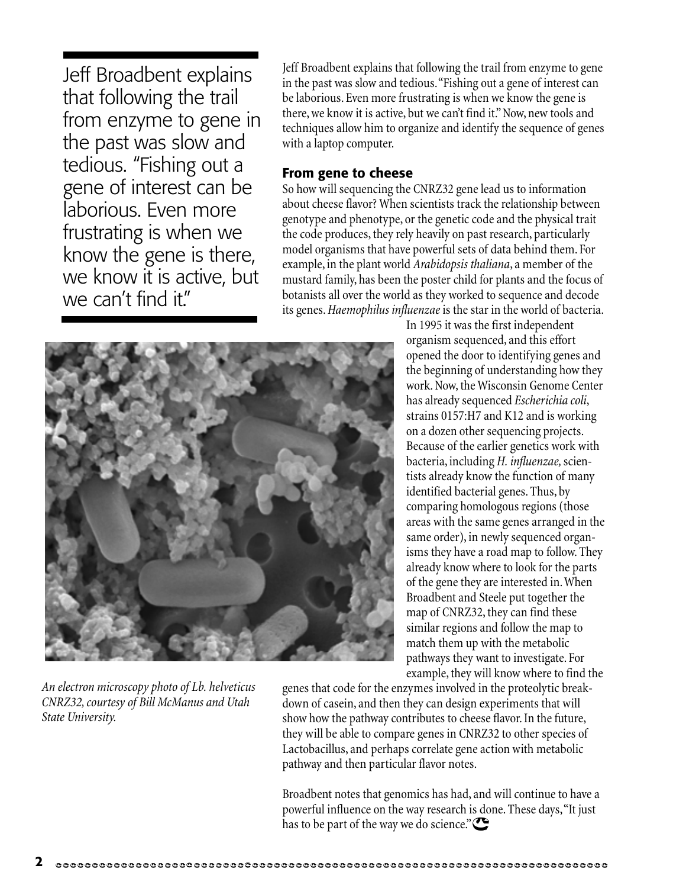Jeff Broadbent explains that following the trail from enzyme to gene in the past was slow and tedious. "Fishing out a gene of interest can be laborious. Even more frustrating is when we know the gene is there, we know it is active, but we can't find it."

Jeff Broadbent explains that following the trail from enzyme to gene in the past was slow and tedious. "Fishing out a gene of interest can be laborious. Even more frustrating is when we know the gene is there, we know it is active, but we can't find it." Now, new tools and techniques allow him to organize and identify the sequence of genes with a laptop computer.

## From gene to cheese

So how will sequencing the CNRZ32 gene lead us to information about cheese flavor? When scientists track the relationship between genotype and phenotype, or the genetic code and the physical trait the code produces, they rely heavily on past research, particularly model organisms that have powerful sets of data behind them. For example, in the plant world *Arabidopsis thaliana*, a member of the mustard family, has been the poster child for plants and the focus of botanists all over the world as they worked to sequence and decode its genes. *Haemophilus influenzae* is the star in the world of bacteria. In 1995 it was the first independent organism sequenced, and this effort opened the door to identifying genes and the beginning of understanding how they work. Now, the Wisconsin Genome Center has already sequenced *Escherichia coli*, strains 0157:H7 and K12 and is working on a dozen other sequencing projects. Because of the earlier genetics work with bacteria, including *H. influenzae,* scientists already know the function of many identified bacterial genes. Thus, by comparing homologous regions (those areas with the same genes arranged in the same order), in newly sequenced organisms they have a road map to follow. They already know where to look for the parts of the gene they are interested in. When Broadbent and Steele put together the map of CNRZ32, they can find these similar regions and follow the map to match them up with the metabolic pathways they want to investigate. For example, they will know where to find the genes that code for the enzymes involved in the proteolytic breakdown of casein, and then they can design experiments that will show how the pathway contributes to cheese flavor. In the future, they will be able to compare genes in CNRZ32 to other species of Lactobacillus, and perhaps correlate gene action with metabolic pathway and then particular flavor notes.

*An electron microscopy photo of Lb. helveticus CNRZ32, courtesy of Bill McManus and Utah State University.*

Broadbent notes that genomics has had, and will continue to have a powerful influence on the way research is done. These days, "It just has to be part of the way we do science."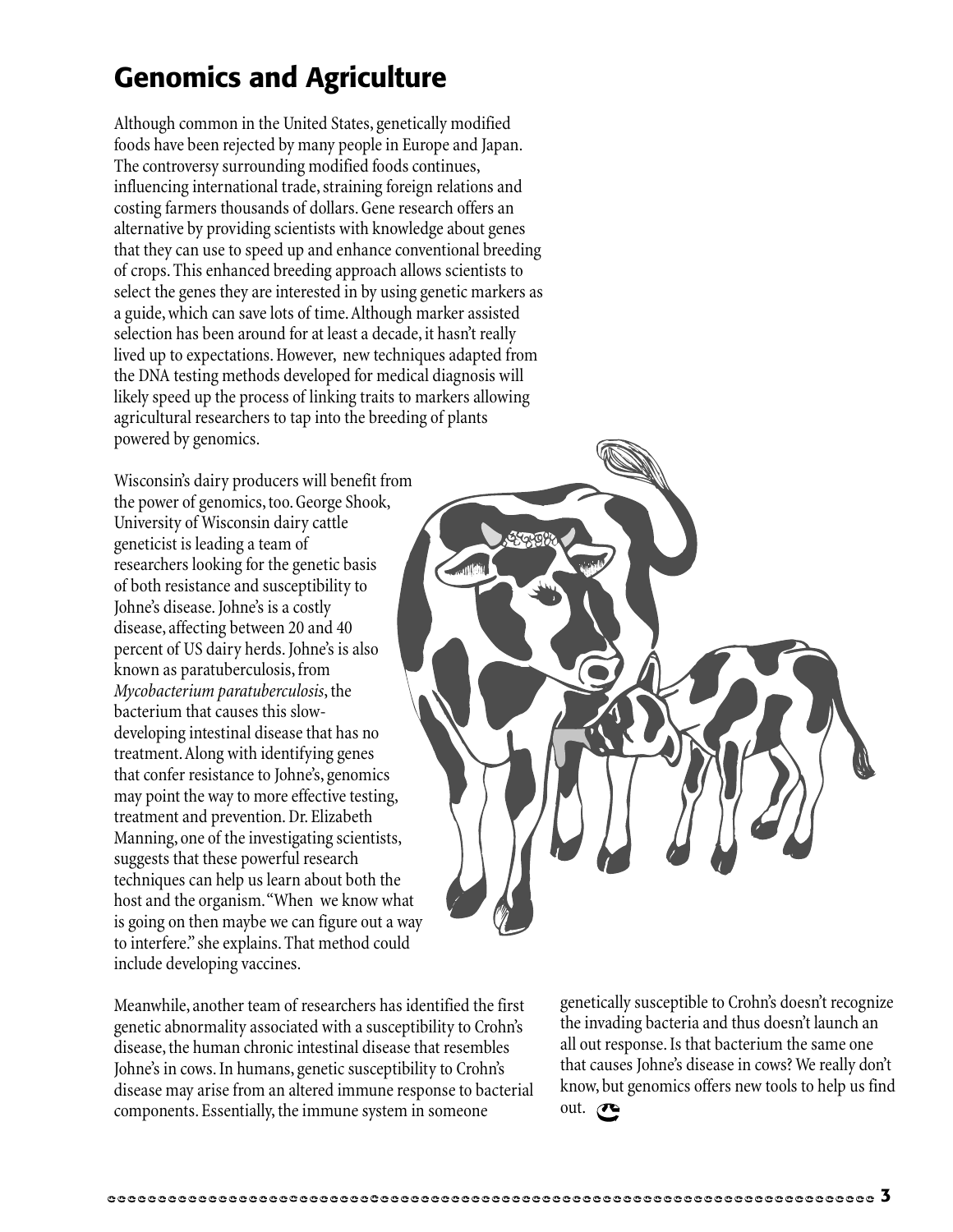# Genomics and Agriculture

Although common in the United States, genetically modified foods have been rejected by many people in Europe and Japan. The controversy surrounding modified foods continues, influencing international trade, straining foreign relations and costing farmers thousands of dollars. Gene research offers an alternative by providing scientists with knowledge about genes that they can use to speed up and enhance conventional breeding of crops. This enhanced breeding approach allows scientists to select the genes they are interested in by using genetic markers as a guide, which can save lots of time. Although marker assisted selection has been around for at least a decade, it hasn't really lived up to expectations. However, new techniques adapted from the DNA testing methods developed for medical diagnosis will likely speed up the process of linking traits to markers allowing agricultural researchers to tap into the breeding of plants powered by genomics.

Wisconsin's dairy producers will benefit from the power of genomics, too. George Shook, University of Wisconsin dairy cattle geneticist is leading a team of researchers looking for the genetic basis of both resistance and susceptibility to Johne's disease. Johne's is a costly disease, affecting between 20 and 40 percent of US dairy herds. Johne's is also known as paratuberculosis, from *Mycobacterium paratuberculosis*, the bacterium that causes this slow-developing intestinal disease that has no treatment. Along with identifying genes that confer resistance to Johne's, genomics may point the way to more effective testing, treatment and prevention. Dr. Elizabeth Manning, one of the investigating scientists, suggests that these powerful research techniques can help us learn about both the host and the organism. "When we know what is going on then maybe we can figure out a way to interfere." she explains. That method could include developing vaccines.

Meanwhile, another team of researchers has identified the first genetic abnormality associated with a susceptibility to Crohn's disease, the human chronic intestinal disease that resembles Johne's in cows. In humans, genetic susceptibility to Crohn's disease may arise from an altered immune response to bacterial components. Essentially, the immune system in someone genetically susceptible to Crohn's doesn't recognize the invading bacteria and thus doesn't launch an all out response. Is that bacterium the same one that causes Johne's disease in cows? We really don't know, but genomics offers new tools to help us find out.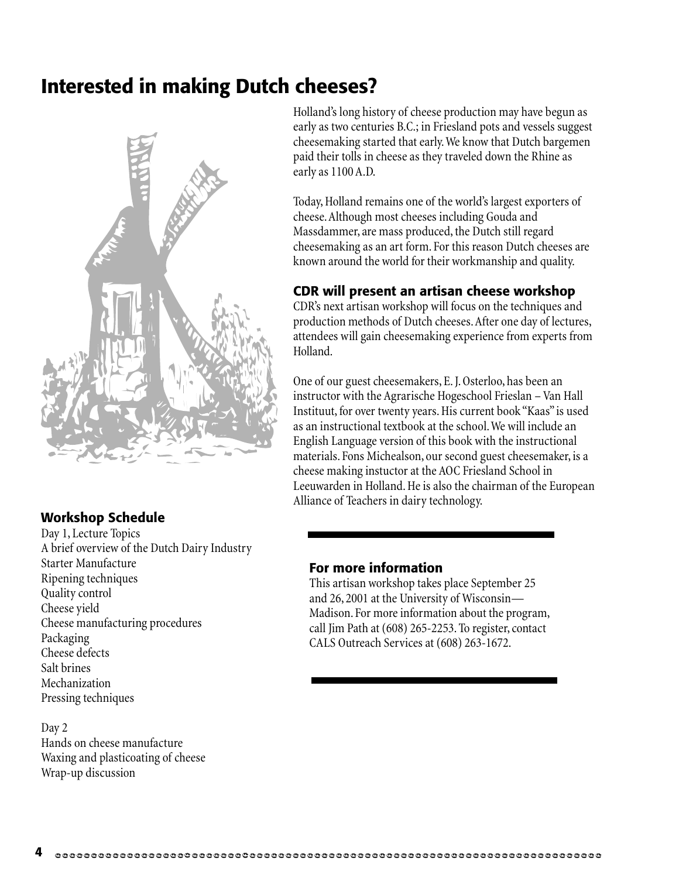# Interested in making Dutch cheeses?

Holland's long history of cheese production may have begun as early as two centuries B.C.; in Friesland pots and vessels suggest cheesemaking started that early. We know that Dutch bargemen paid their tolls in cheese as they traveled down the Rhine as early as 1100 A.D.

Today, Holland remains one of the world's largest exporters of cheese. Although most cheeses including Gouda and Massdammer, are mass produced, the Dutch still regard cheesemaking as an art form. For this reason Dutch cheeses are known around the world for their workmanship and quality.

## CDR will present an artisan cheese workshop

CDR's next artisan workshop will focus on the techniques and production methods of Dutch cheeses. After one day of lectures, attendees will gain cheesemaking experience from experts from Holland.

One of our guest cheesemakers, E. J. Osterloo, has been an instructor with the Agrarische Hogeschool Frieslan – Van Hall Instituut, for over twenty years. His current book "Kaas" is used as an instructional textbook at the school. We will include an English Language version of this book with the instructional materials. Fons Michealson, our second guest cheesemaker, is a cheese making instuctor at the AOC Friesland School in Leeuwarden in Holland. He is also the chairman of the European Alliance of Teachers in dairy technology.

## Workshop Schedule

Day 1, Lecture Topics
A brief overview of the Dutch Dairy Industry
Starter Manufacture
Ripening techniques
Quality control
Cheese yield
Cheese manufacturing procedures
Packaging
Cheese defects
Salt brines
Mechanization
Pressing techniques

Day 2
Hands on cheese manufacture
Waxing and plasticoating of cheese
Wrap-up discussion

## For more information

This artisan workshop takes place September 25 and 26, 2001 at the University of Wisconsin—Madison. For more information about the program, call Jim Path at (608) 265-2253. To register, contact CALS Outreach Services at (608) 263-1672.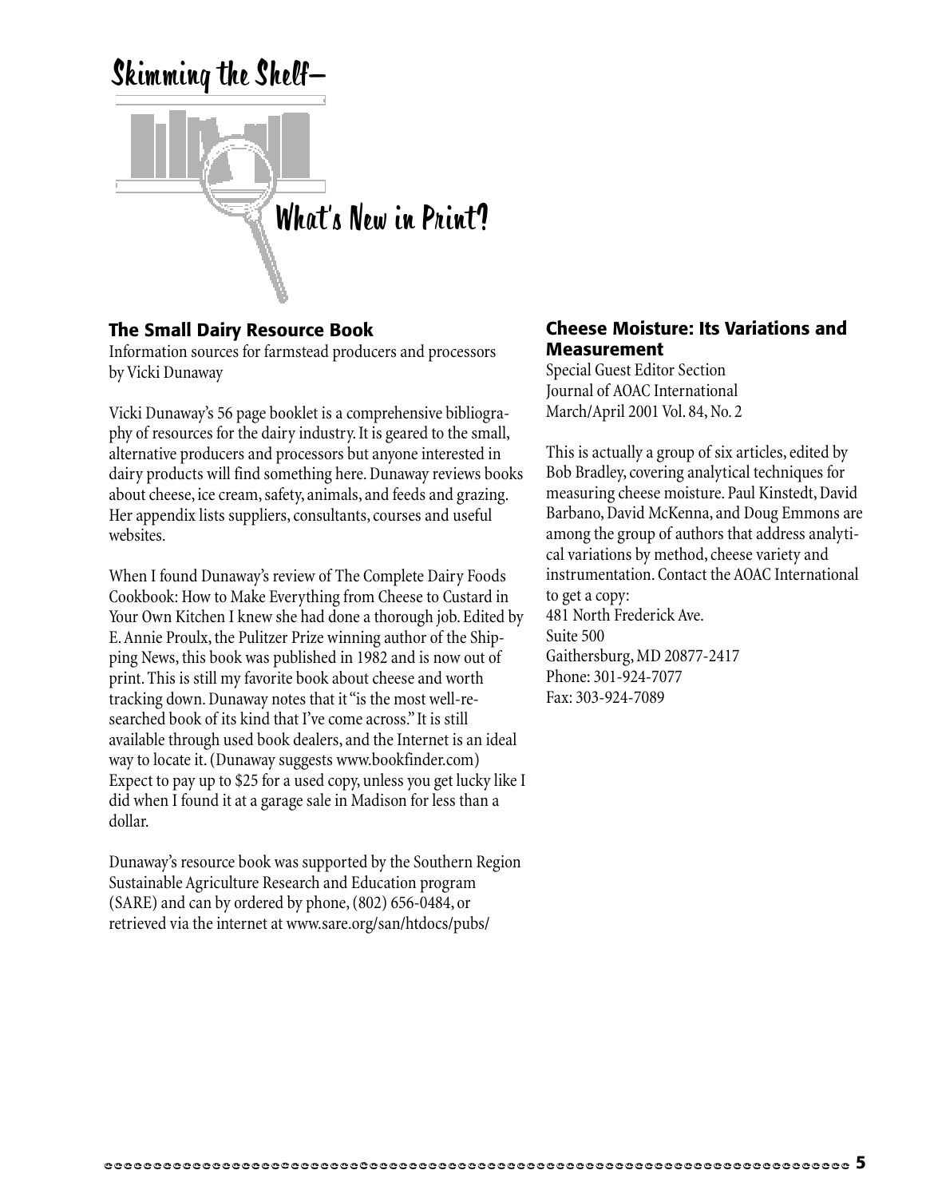# Skimming the Shelf–What's New in Print?

## The Small Dairy Resource Book

Information sources for farmstead producers and processors
by Vicki Dunaway

Vicki Dunaway's 56 page booklet is a comprehensive bibliography of resources for the dairy industry. It is geared to the small, alternative producers and processors but anyone interested in dairy products will find something here. Dunaway reviews books about cheese, ice cream, safety, animals, and feeds and grazing. Her appendix lists suppliers, consultants, courses and useful websites.

When I found Dunaway's review of The Complete Dairy Foods Cookbook: How to Make Everything from Cheese to Custard in Your Own Kitchen I knew she had done a thorough job. Edited by E. Annie Proulx, the Pulitzer Prize winning author of the Shipping News, this book was published in 1982 and is now out of print. This is still my favorite book about cheese and worth tracking down. Dunaway notes that it "is the most well-researched book of its kind that I've come across." It is still available through used book dealers, and the Internet is an ideal way to locate it. (Dunaway suggests www.bookfinder.com) Expect to pay up to $25 for a used copy, unless you get lucky like I did when I found it at a garage sale in Madison for less than a dollar.

Dunaway's resource book was supported by the Southern Region Sustainable Agriculture Research and Education program (SARE) and can by ordered by phone, (802) 656-0484, or retrieved via the internet at www.sare.org/san/htdocs/pubs/

## Cheese Moisture: Its Variations and Measurement

Special Guest Editor Section
Journal of AOAC International
March/April 2001 Vol. 84, No. 2

This is actually a group of six articles, edited by Bob Bradley, covering analytical techniques for measuring cheese moisture. Paul Kinstedt, David Barbano, David McKenna, and Doug Emmons are among the group of authors that address analytical variations by method, cheese variety and instrumentation. Contact the AOAC International to get a copy:
481 North Frederick Ave.
Suite 500
Gaithersburg, MD 20877-2417
Phone: 301-924-7077
Fax: 303-924-7089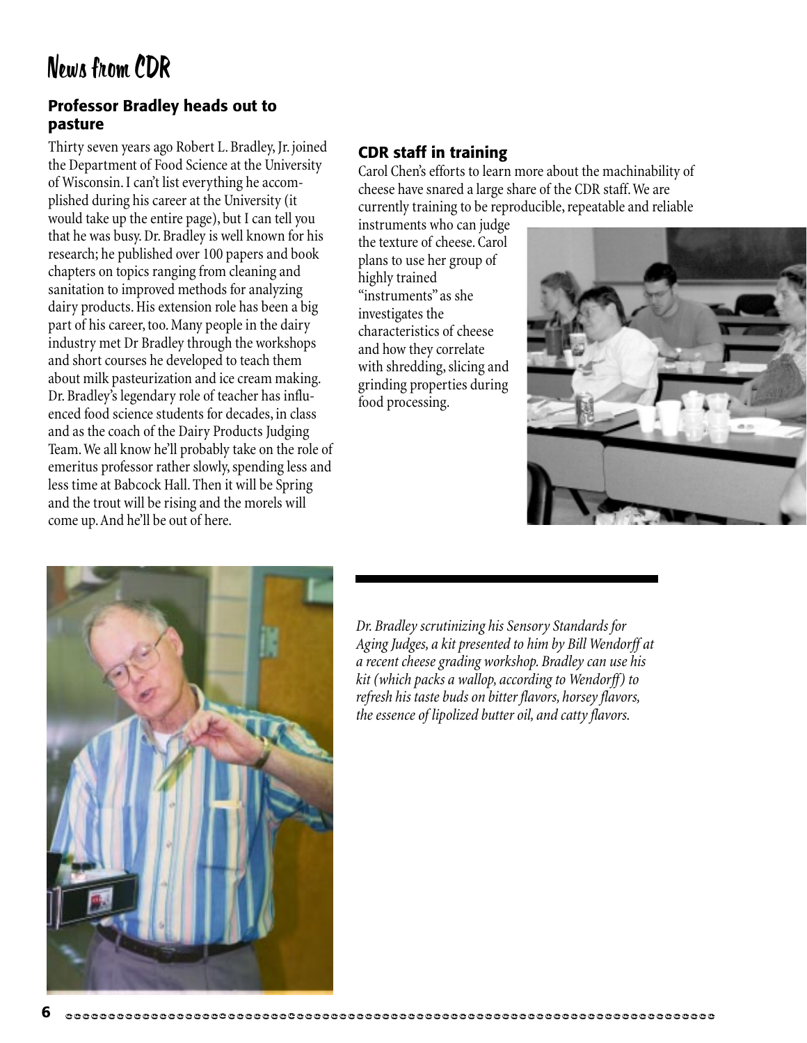# News from CDR

## Professor Bradley heads out to pasture

Thirty seven years ago Robert L. Bradley, Jr. joined the Department of Food Science at the University of Wisconsin. I can't list everything he accomplished during his career at the University (it would take up the entire page), but I can tell you that he was busy. Dr. Bradley is well known for his research; he published over 100 papers and book chapters on topics ranging from cleaning and sanitation to improved methods for analyzing dairy products. His extension role has been a big part of his career, too. Many people in the dairy industry met Dr Bradley through the workshops and short courses he developed to teach them about milk pasteurization and ice cream making. Dr. Bradley's legendary role of teacher has influenced food science students for decades, in class and as the coach of the Dairy Products Judging Team. We all know he'll probably take on the role of emeritus professor rather slowly, spending less and less time at Babcock Hall. Then it will be Spring and the trout will be rising and the morels will come up. And he'll be out of here.

## CDR staff in training

Carol Chen's efforts to learn more about the machinability of cheese have snared a large share of the CDR staff. We are currently training to be reproducible, repeatable and reliable instruments who can judge the texture of cheese. Carol plans to use her group of highly trained "instruments" as she investigates the characteristics of cheese and how they correlate with shredding, slicing and grinding properties during food processing.

*Dr. Bradley scrutinizing his Sensory Standards for Aging Judges, a kit presented to him by Bill Wendorff at a recent cheese grading workshop. Bradley can use his kit (which packs a wallop, according to Wendorff) to refresh his taste buds on bitter flavors, horsey flavors, the essence of lipolized butter oil, and catty flavors.*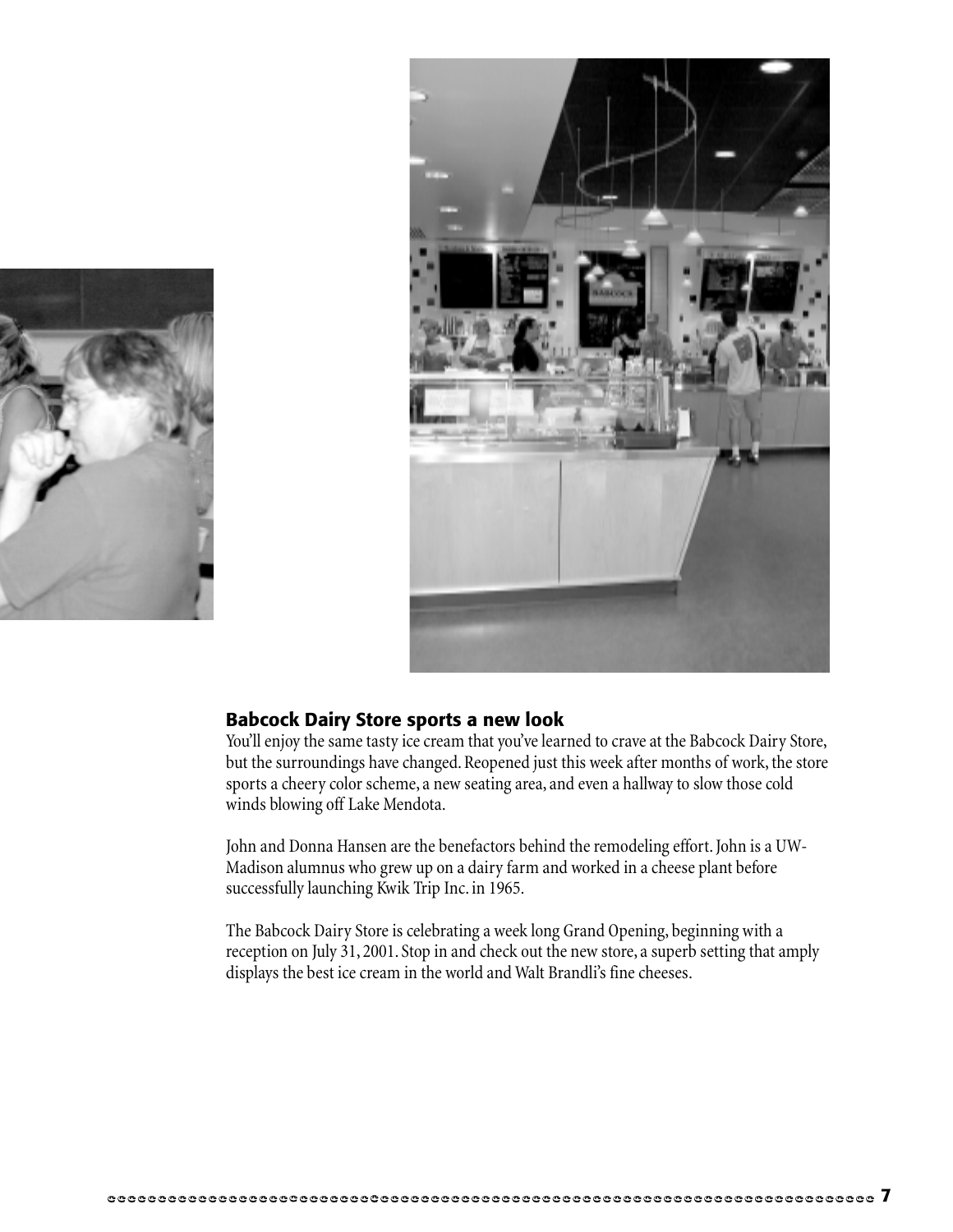## Babcock Dairy Store sports a new look

You'll enjoy the same tasty ice cream that you've learned to crave at the Babcock Dairy Store, but the surroundings have changed. Reopened just this week after months of work, the store sports a cheery color scheme, a new seating area, and even a hallway to slow those cold winds blowing off Lake Mendota.

John and Donna Hansen are the benefactors behind the remodeling effort. John is a UW-Madison alumnus who grew up on a dairy farm and worked in a cheese plant before successfully launching Kwik Trip Inc. in 1965.

The Babcock Dairy Store is celebrating a week long Grand Opening, beginning with a reception on July 31, 2001. Stop in and check out the new store, a superb setting that amply displays the best ice cream in the world and Walt Brandli's fine cheeses.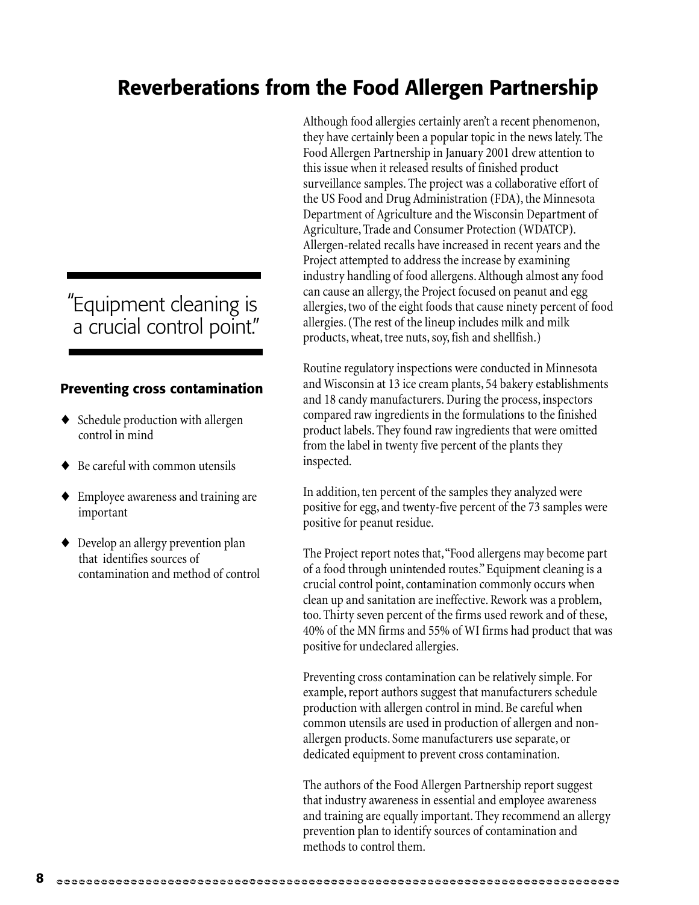# Reverberations from the Food Allergen Partnership

Although food allergies certainly aren't a recent phenomenon, they have certainly been a popular topic in the news lately. The Food Allergen Partnership in January 2001 drew attention to this issue when it released results of finished product surveillance samples. The project was a collaborative effort of the US Food and Drug Administration (FDA), the Minnesota Department of Agriculture and the Wisconsin Department of Agriculture, Trade and Consumer Protection (WDATCP). Allergen-related recalls have increased in recent years and the Project attempted to address the increase by examining industry handling of food allergens. Although almost any food can cause an allergy, the Project focused on peanut and egg allergies, two of the eight foods that cause ninety percent of food allergies. (The rest of the lineup includes milk and milk products, wheat, tree nuts, soy, fish and shellfish.)

Routine regulatory inspections were conducted in Minnesota and Wisconsin at 13 ice cream plants, 54 bakery establishments and 18 candy manufacturers. During the process, inspectors compared raw ingredients in the formulations to the finished product labels. They found raw ingredients that were omitted from the label in twenty five percent of the plants they inspected.

In addition, ten percent of the samples they analyzed were positive for egg, and twenty-five percent of the 73 samples were positive for peanut residue.

The Project report notes that, "Food allergens may become part of a food through unintended routes." Equipment cleaning is a crucial control point, contamination commonly occurs when clean up and sanitation are ineffective. Rework was a problem, too. Thirty seven percent of the firms used rework and of these, 40% of the MN firms and 55% of WI firms had product that was positive for undeclared allergies.

Preventing cross contamination can be relatively simple. For example, report authors suggest that manufacturers schedule production with allergen control in mind. Be careful when common utensils are used in production of allergen and non-allergen products. Some manufacturers use separate, or dedicated equipment to prevent cross contamination.

The authors of the Food Allergen Partnership report suggest that industry awareness in essential and employee awareness and training are equally important. They recommend an allergy prevention plan to identify sources of contamination and methods to control them.

> "Equipment cleaning is a crucial control point."

### Preventing cross contamination

- Schedule production with allergen control in mind
- Be careful with common utensils
- Employee awareness and training are important
- Develop an allergy prevention plan that identifies sources of contamination and method of control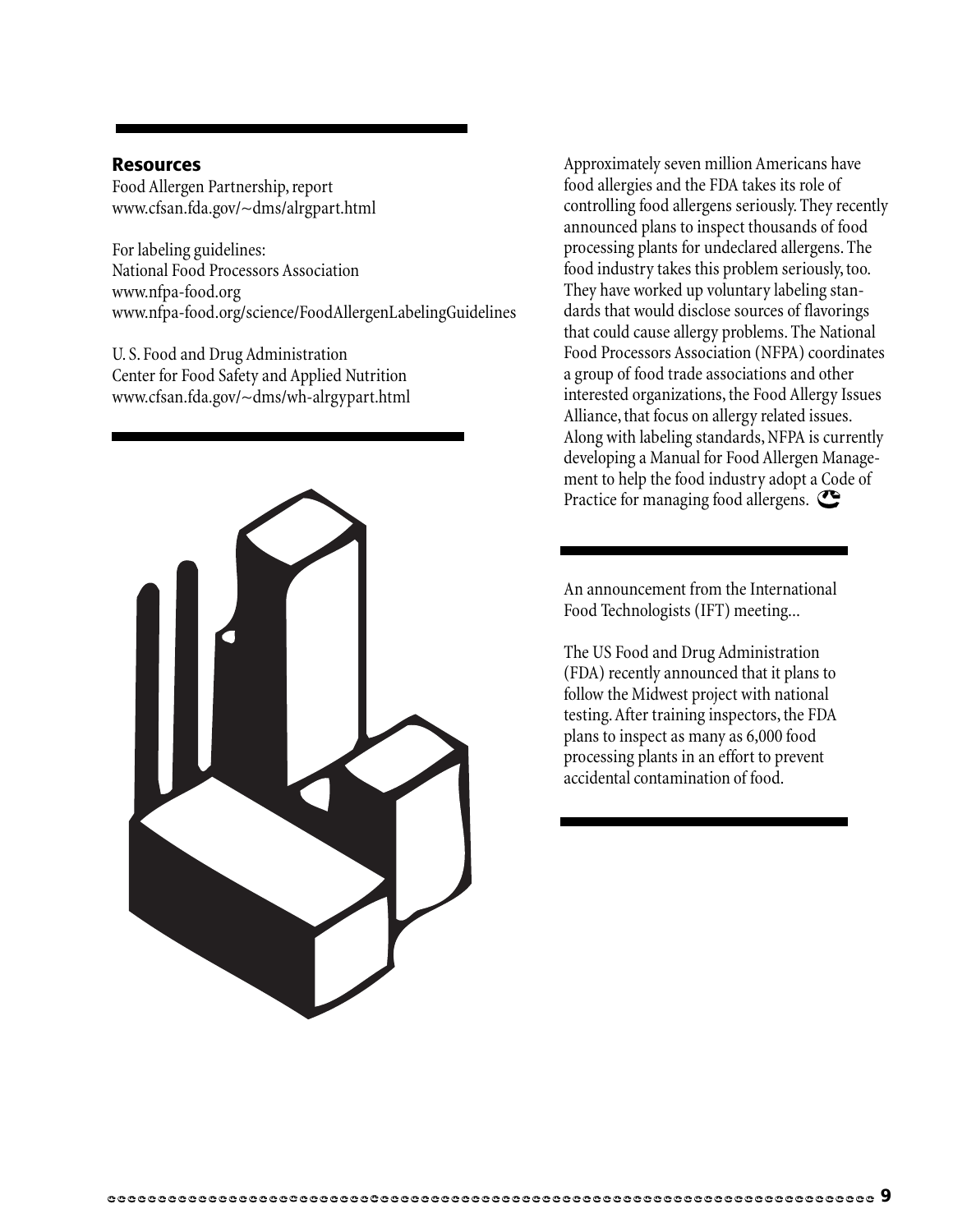## Resources

Food Allergen Partnership, report
www.cfsan.fda.gov/~dms/alrgpart.html

For labeling guidelines:
National Food Processors Association
www.nfpa-food.org
www.nfpa-food.org/science/FoodAllergenLabelingGuidelines

U. S. Food and Drug Administration
Center for Food Safety and Applied Nutrition
www.cfsan.fda.gov/~dms/wh-alrgypart.html

Approximately seven million Americans have food allergies and the FDA takes its role of controlling food allergens seriously. They recently announced plans to inspect thousands of food processing plants for undeclared allergens. The food industry takes this problem seriously, too. They have worked up voluntary labeling standards that would disclose sources of flavorings that could cause allergy problems. The National Food Processors Association (NFPA) coordinates a group of food trade associations and other interested organizations, the Food Allergy Issues Alliance, that focus on allergy related issues. Along with labeling standards, NFPA is currently developing a Manual for Food Allergen Management to help the food industry adopt a Code of Practice for managing food allergens.

An announcement from the International Food Technologists (IFT) meeting...

The US Food and Drug Administration (FDA) recently announced that it plans to follow the Midwest project with national testing. After training inspectors, the FDA plans to inspect as many as 6,000 food processing plants in an effort to prevent accidental contamination of food.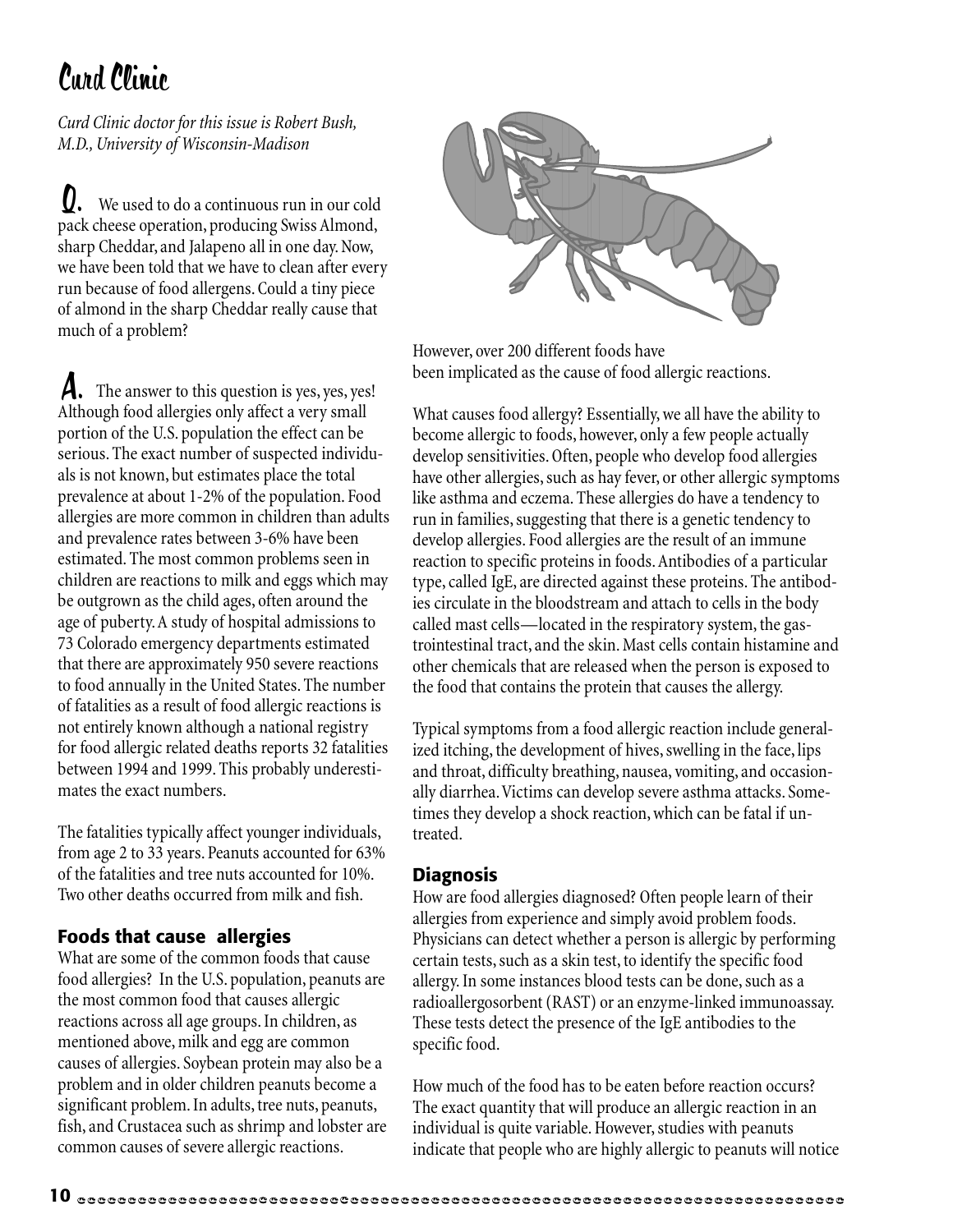# Curd Clinic

*Curd Clinic doctor for this issue is Robert Bush, M.D., University of Wisconsin-Madison*

**Q.** We used to do a continuous run in our cold pack cheese operation, producing Swiss Almond, sharp Cheddar, and Jalapeno all in one day. Now, we have been told that we have to clean after every run because of food allergens. Could a tiny piece of almond in the sharp Cheddar really cause that much of a problem?

**A.** The answer to this question is yes, yes, yes! Although food allergies only affect a very small portion of the U.S. population the effect can be serious. The exact number of suspected individuals is not known, but estimates place the total prevalence at about 1-2% of the population. Food allergies are more common in children than adults and prevalence rates between 3-6% have been estimated. The most common problems seen in children are reactions to milk and eggs which may be outgrown as the child ages, often around the age of puberty. A study of hospital admissions to 73 Colorado emergency departments estimated that there are approximately 950 severe reactions to food annually in the United States. The number of fatalities as a result of food allergic reactions is not entirely known although a national registry for food allergic related deaths reports 32 fatalities between 1994 and 1999. This probably underestimates the exact numbers.

The fatalities typically affect younger individuals, from age 2 to 33 years. Peanuts accounted for 63% of the fatalities and tree nuts accounted for 10%. Two other deaths occurred from milk and fish.

## Foods that cause allergies

What are some of the common foods that cause food allergies? In the U.S. population, peanuts are the most common food that causes allergic reactions across all age groups. In children, as mentioned above, milk and egg are common causes of allergies. Soybean protein may also be a problem and in older children peanuts become a significant problem. In adults, tree nuts, peanuts, fish, and Crustacea such as shrimp and lobster are common causes of severe allergic reactions. However, over 200 different foods have been implicated as the cause of food allergic reactions.

What causes food allergy? Essentially, we all have the ability to become allergic to foods, however, only a few people actually develop sensitivities. Often, people who develop food allergies have other allergies, such as hay fever, or other allergic symptoms like asthma and eczema. These allergies do have a tendency to run in families, suggesting that there is a genetic tendency to develop allergies. Food allergies are the result of an immune reaction to specific proteins in foods. Antibodies of a particular type, called IgE, are directed against these proteins. The antibodies circulate in the bloodstream and attach to cells in the body called mast cells—located in the respiratory system, the gastrointestinal tract, and the skin. Mast cells contain histamine and other chemicals that are released when the person is exposed to the food that contains the protein that causes the allergy.

Typical symptoms from a food allergic reaction include generalized itching, the development of hives, swelling in the face, lips and throat, difficulty breathing, nausea, vomiting, and occasionally diarrhea. Victims can develop severe asthma attacks. Sometimes they develop a shock reaction, which can be fatal if untreated.

## Diagnosis

How are food allergies diagnosed? Often people learn of their allergies from experience and simply avoid problem foods. Physicians can detect whether a person is allergic by performing certain tests, such as a skin test, to identify the specific food allergy. In some instances blood tests can be done, such as a radioallergosorbent (RAST) or an enzyme-linked immunoassay. These tests detect the presence of the IgE antibodies to the specific food.

How much of the food has to be eaten before reaction occurs? The exact quantity that will produce an allergic reaction in an individual is quite variable. However, studies with peanuts indicate that people who are highly allergic to peanuts will notice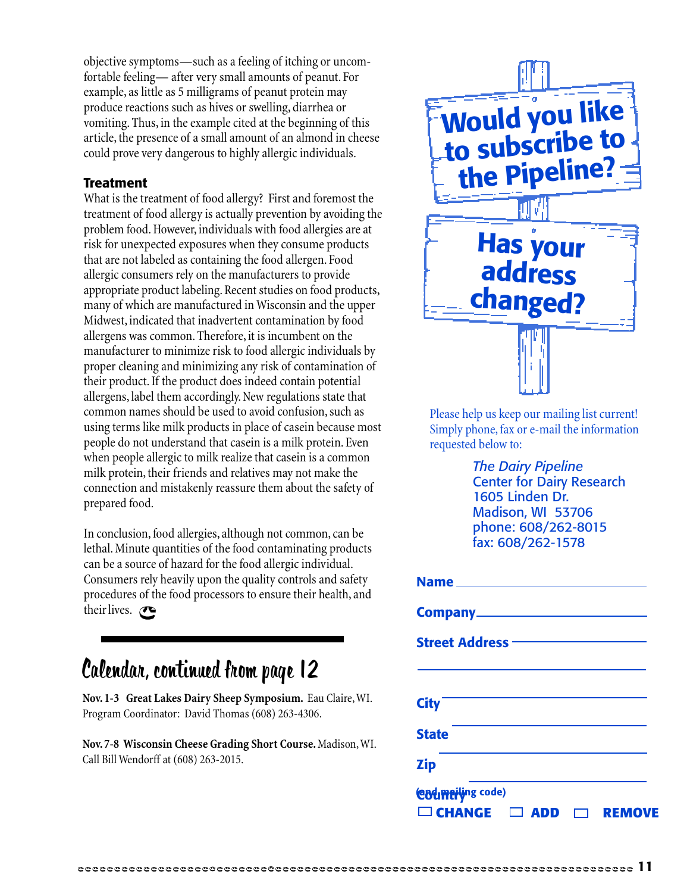objective symptoms—such as a feeling of itching or uncomfortable feeling— after very small amounts of peanut. For example, as little as 5 milligrams of peanut protein may produce reactions such as hives or swelling, diarrhea or vomiting. Thus, in the example cited at the beginning of this article, the presence of a small amount of an almond in cheese could prove very dangerous to highly allergic individuals.

### Treatment

What is the treatment of food allergy? First and foremost the treatment of food allergy is actually prevention by avoiding the problem food. However, individuals with food allergies are at risk for unexpected exposures when they consume products that are not labeled as containing the food allergen. Food allergic consumers rely on the manufacturers to provide appropriate product labeling. Recent studies on food products, many of which are manufactured in Wisconsin and the upper Midwest, indicated that inadvertent contamination by food allergens was common. Therefore, it is incumbent on the manufacturer to minimize risk to food allergic individuals by proper cleaning and minimizing any risk of contamination of their product. If the product does indeed contain potential allergens, label them accordingly. New regulations state that common names should be used to avoid confusion, such as using terms like milk products in place of casein because most people do not understand that casein is a milk protein. Even when people allergic to milk realize that casein is a common milk protein, their friends and relatives may not make the connection and mistakenly reassure them about the safety of prepared food.

In conclusion, food allergies, although not common, can be lethal. Minute quantities of the food contaminating products can be a source of hazard for the food allergic individual. Consumers rely heavily upon the quality controls and safety procedures of the food processors to ensure their health, and their lives.

## Calendar, continued from page 12

**Nov. 1-3 Great Lakes Dairy Sheep Symposium.** Eau Claire, WI. Program Coordinator: David Thomas (608) 263-4306.

**Nov. 7-8 Wisconsin Cheese Grading Short Course.** Madison, WI. Call Bill Wendorff at (608) 263-2015.

## Would you like to subscribe to the Pipeline?

## Has your address changed?

Please help us keep our mailing list current! Simply phone, fax or e-mail the information requested below to:

*The Dairy Pipeline*
Center for Dairy Research
1605 Linden Dr.
Madison, WI 53706
phone: 608/262-8015
fax: 608/262-1578

**Name** ____________________

**Company** ____________________

**Street Address** ____________________

____________________

**City** ____________________

**State** ____________________

**Zip** ____________________

**Country** ____________________
(and mailing code)

☐ **CHANGE** ☐ **ADD** ☐ **REMOVE**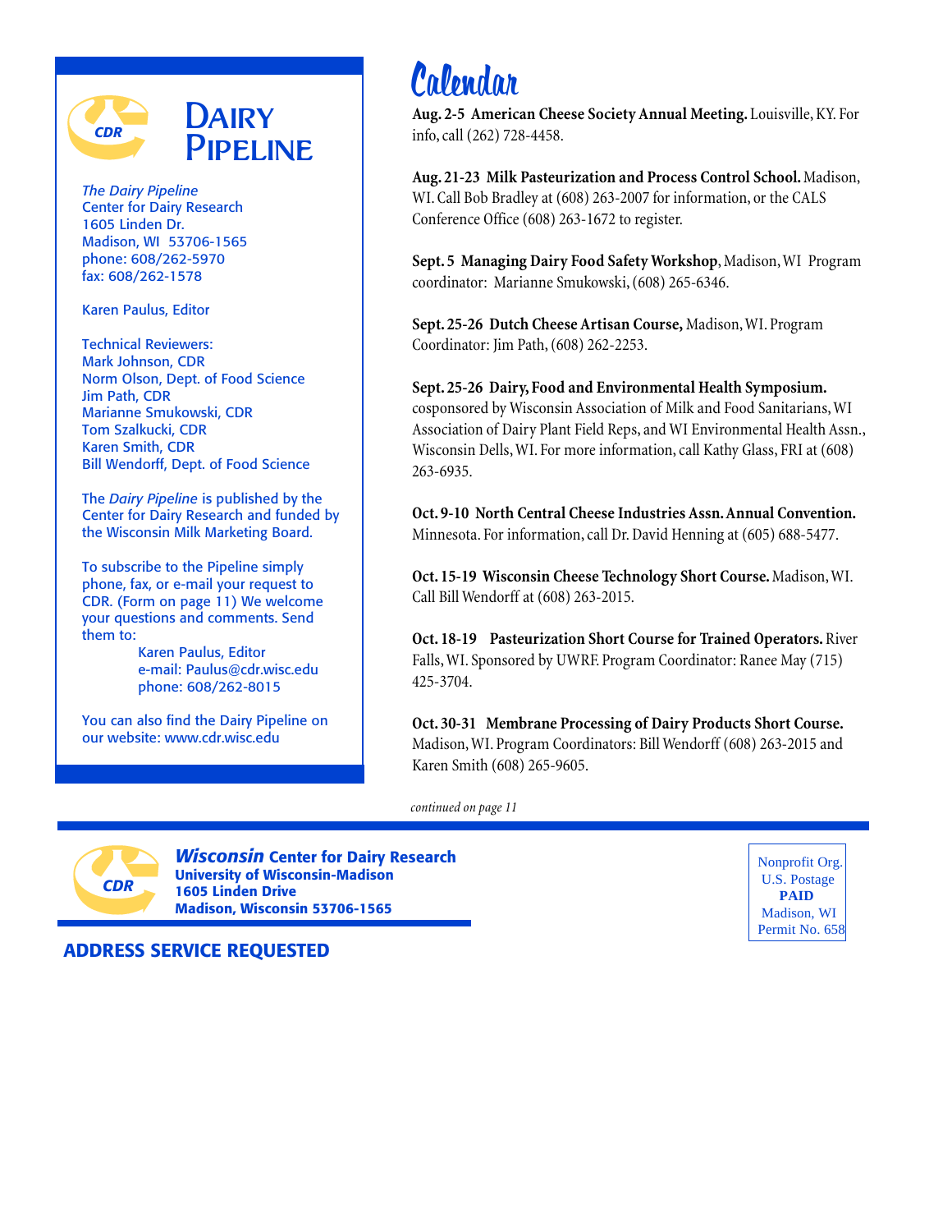# Dairy Pipeline

*The Dairy Pipeline*
Center for Dairy Research
1605 Linden Dr.
Madison, WI 53706-1565
phone: 608/262-5970
fax: 608/262-1578

Karen Paulus, Editor

Technical Reviewers:
Mark Johnson, CDR
Norm Olson, Dept. of Food Science
Jim Path, CDR
Marianne Smukowski, CDR
Tom Szalkucki, CDR
Karen Smith, CDR
Bill Wendorff, Dept. of Food Science

The *Dairy Pipeline* is published by the Center for Dairy Research and funded by the Wisconsin Milk Marketing Board.

To subscribe to the Pipeline simply phone, fax, or e-mail your request to CDR. (Form on page 11) We welcome your questions and comments. Send them to:

Karen Paulus, Editor
e-mail: Paulus@cdr.wisc.edu
phone: 608/262-8015

You can also find the Dairy Pipeline on our website: www.cdr.wisc.edu

# Calendar

**Aug. 2-5 American Cheese Society Annual Meeting.** Louisville, KY. For info, call (262) 728-4458.

**Aug. 21-23 Milk Pasteurization and Process Control School.** Madison, WI. Call Bob Bradley at (608) 263-2007 for information, or the CALS Conference Office (608) 263-1672 to register.

**Sept. 5 Managing Dairy Food Safety Workshop**, Madison, WI Program coordinator: Marianne Smukowski, (608) 265-6346.

**Sept. 25-26 Dutch Cheese Artisan Course,** Madison, WI. Program Coordinator: Jim Path, (608) 262-2253.

**Sept. 25-26 Dairy, Food and Environmental Health Symposium.** cosponsored by Wisconsin Association of Milk and Food Sanitarians, WI Association of Dairy Plant Field Reps, and WI Environmental Health Assn., Wisconsin Dells, WI. For more information, call Kathy Glass, FRI at (608) 263-6935.

**Oct. 9-10 North Central Cheese Industries Assn. Annual Convention.** Minnesota. For information, call Dr. David Henning at (605) 688-5477.

**Oct. 15-19 Wisconsin Cheese Technology Short Course.** Madison, WI. Call Bill Wendorff at (608) 263-2015.

**Oct. 18-19 Pasteurization Short Course for Trained Operators.** River Falls, WI. Sponsored by UWRF. Program Coordinator: Ranee May (715) 425-3704.

**Oct. 30-31 Membrane Processing of Dairy Products Short Course.** Madison, WI. Program Coordinators: Bill Wendorff (608) 263-2015 and Karen Smith (608) 265-9605.

*continued on page 11*

***Wisconsin* Center for Dairy Research**
**University of Wisconsin-Madison**
**1605 Linden Drive**
**Madison, Wisconsin 53706-1565**

**ADDRESS SERVICE REQUESTED**

Nonprofit Org.
U.S. Postage
**PAID**
Madison, WI
Permit No. 658